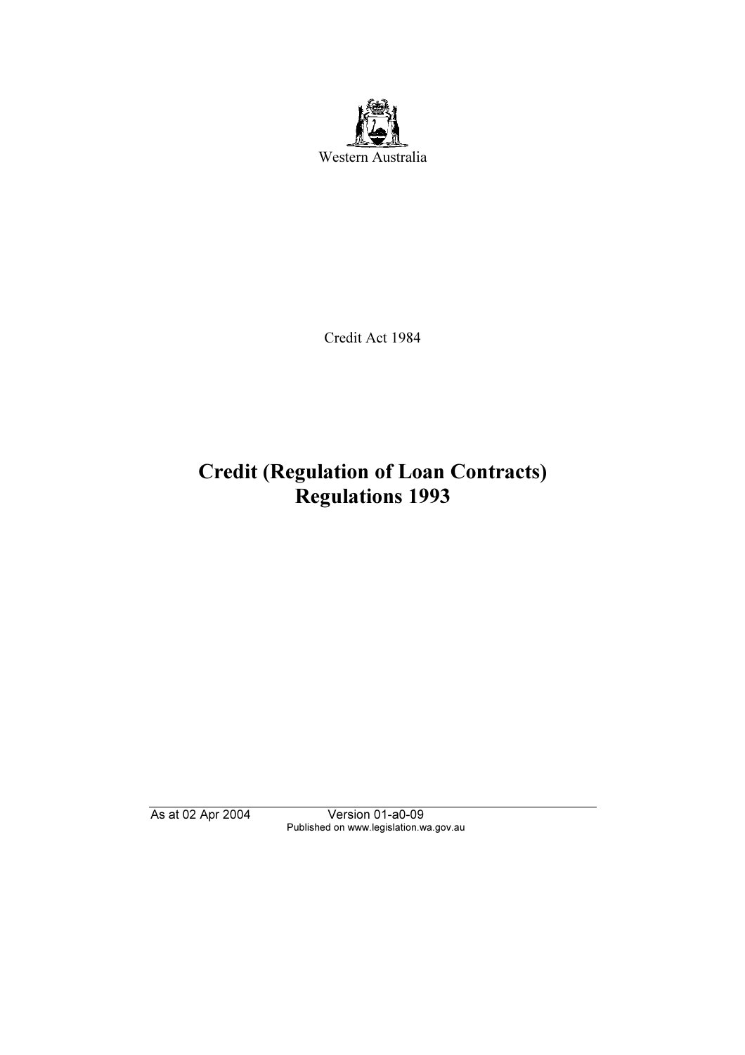Western Australia

Credit Act 1984

# Credit (Regulation of Loan Contracts) Regulations 1993

As at 02 Apr 2004 Version 01-a0-09
Published on www.legislation.wa.gov.au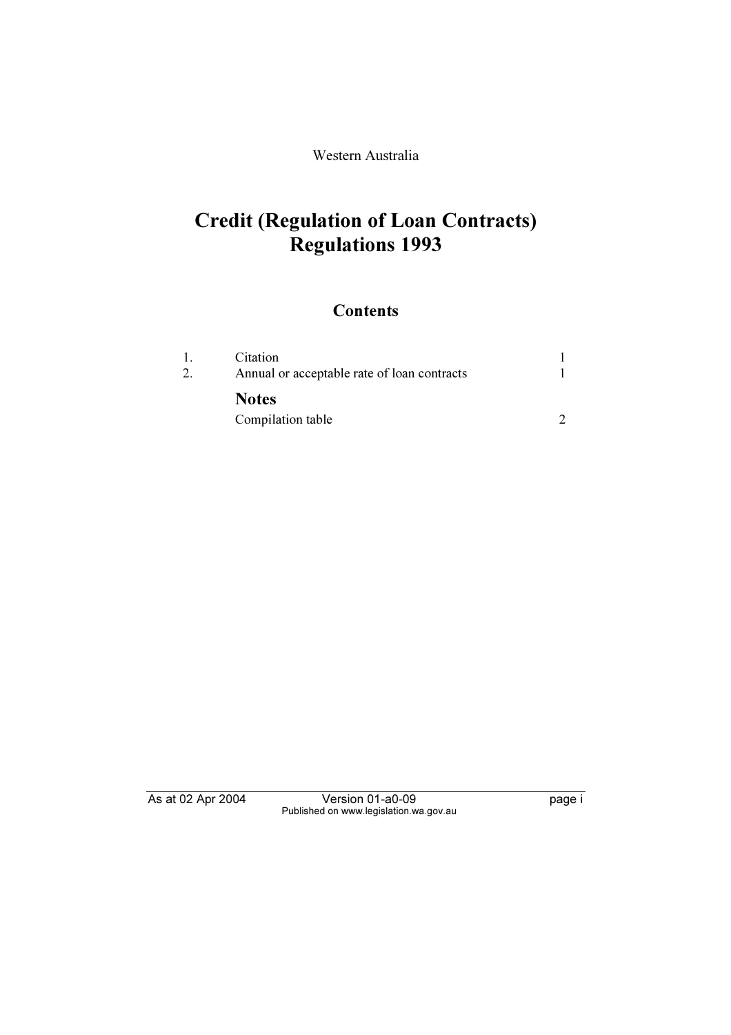Western Australia

# Credit (Regulation of Loan Contracts) Regulations 1993

## Contents

| | | |
|---|---|---|
| 1. | Citation | 1 |
| 2. | Annual or acceptable rate of loan contracts | 1 |
| | **Notes** | |
| | Compilation table | 2 |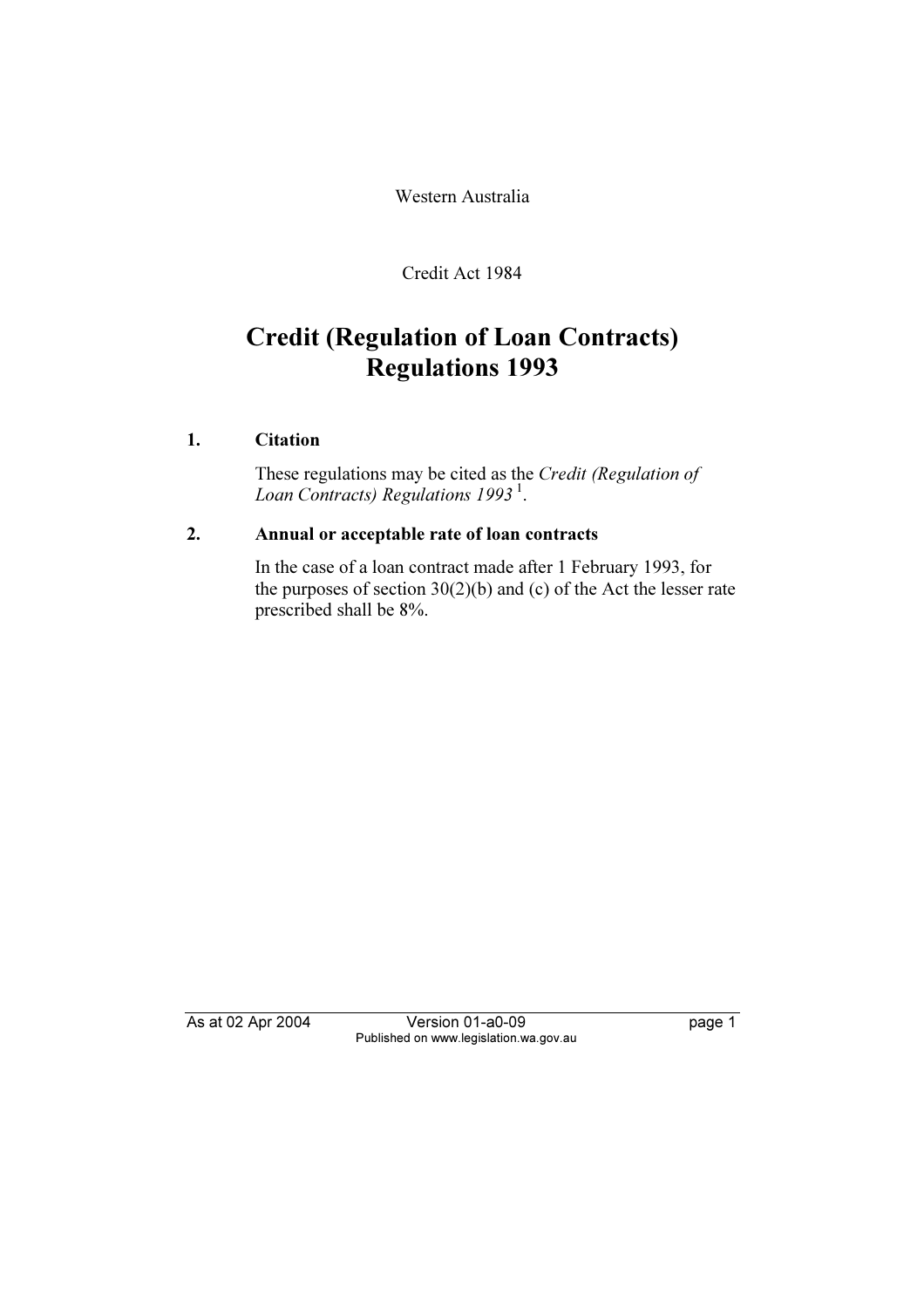Western Australia

Credit Act 1984

# Credit (Regulation of Loan Contracts) Regulations 1993

## 1. Citation

These regulations may be cited as the *Credit (Regulation of Loan Contracts) Regulations 1993* [1].

## 2. Annual or acceptable rate of loan contracts

In the case of a loan contract made after 1 February 1993, for the purposes of section 30(2)(b) and (c) of the Act the lesser rate prescribed shall be 8%.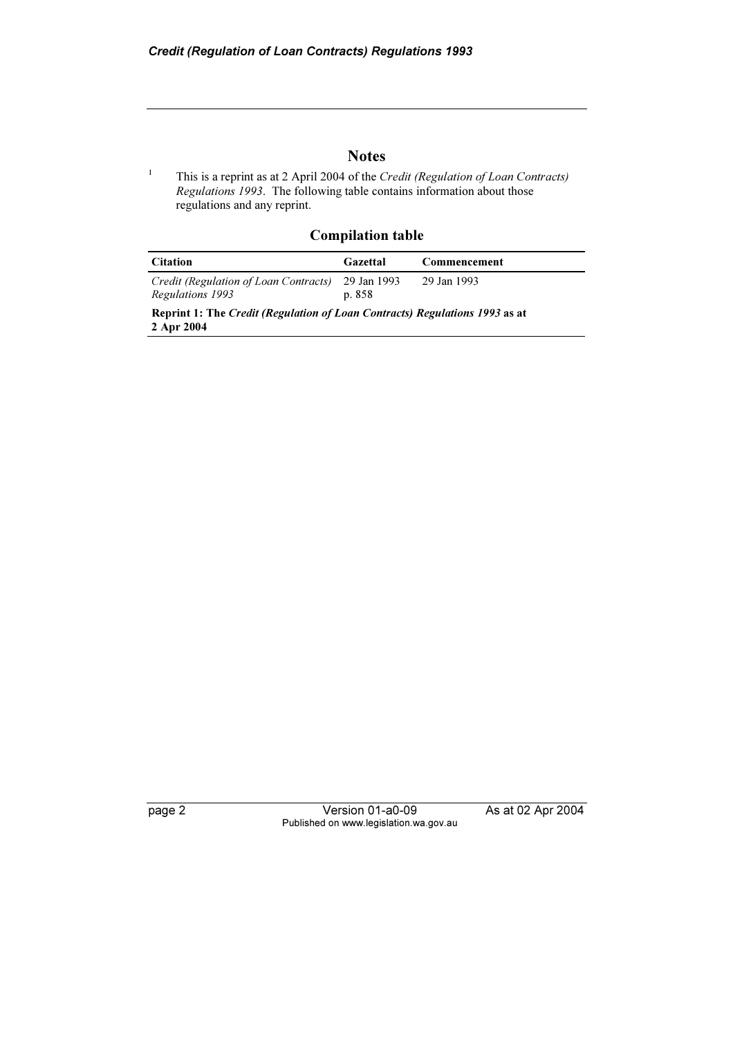## Notes

[1] This is a reprint as at 2 April 2004 of the *Credit (Regulation of Loan Contracts) Regulations 1993*. The following table contains information about those regulations and any reprint.

### Compilation table

| Citation | Gazettal | Commencement |
|---|---|---|
| *Credit (Regulation of Loan Contracts) Regulations 1993* | 29 Jan 1993 p. 858 | 29 Jan 1993 |
| **Reprint 1: The *Credit (Regulation of Loan Contracts) Regulations 1993* as at 2 Apr 2004** | | |